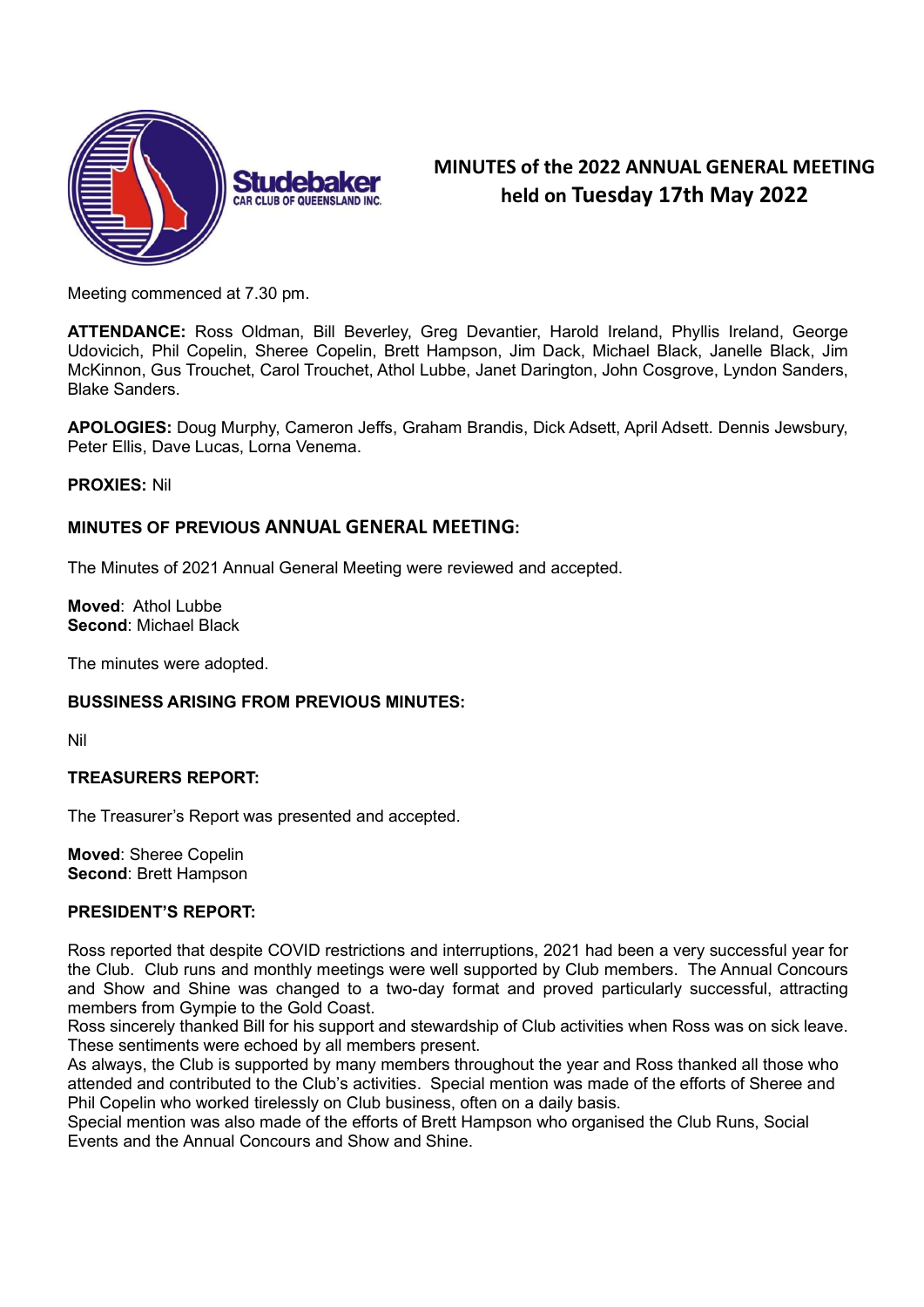# MINUTES of the 2022 ANNUAL GENERAL MEETING held on Tuesday 17th May 2022

Meeting commenced at 7.30 pm.

**ATTENDANCE:** Ross Oldman, Bill Beverley, Greg Devantier, Harold Ireland, Phyllis Ireland, George Udovicich, Phil Copelin, Sheree Copelin, Brett Hampson, Jim Dack, Michael Black, Janelle Black, Jim McKinnon, Gus Trouchet, Carol Trouchet, Athol Lubbe, Janet Darington, John Cosgrove, Lyndon Sanders, Blake Sanders.

**APOLOGIES:** Doug Murphy, Cameron Jeffs, Graham Brandis, Dick Adsett, April Adsett. Dennis Jewsbury, Peter Ellis, Dave Lucas, Lorna Venema.

**PROXIES:** Nil

## MINUTES OF PREVIOUS ANNUAL GENERAL MEETING:

The Minutes of 2021 Annual General Meeting were reviewed and accepted.

**Moved**: Athol Lubbe
**Second**: Michael Black

The minutes were adopted.

**BUSSINESS ARISING FROM PREVIOUS MINUTES:**

Nil

**TREASURERS REPORT:**

The Treasurer's Report was presented and accepted.

**Moved**: Sheree Copelin
**Second**: Brett Hampson

**PRESIDENT'S REPORT:**

Ross reported that despite COVID restrictions and interruptions, 2021 had been a very successful year for the Club. Club runs and monthly meetings were well supported by Club members. The Annual Concours and Show and Shine was changed to a two-day format and proved particularly successful, attracting members from Gympie to the Gold Coast.

Ross sincerely thanked Bill for his support and stewardship of Club activities when Ross was on sick leave. These sentiments were echoed by all members present.

As always, the Club is supported by many members throughout the year and Ross thanked all those who attended and contributed to the Club's activities. Special mention was made of the efforts of Sheree and Phil Copelin who worked tirelessly on Club business, often on a daily basis.

Special mention was also made of the efforts of Brett Hampson who organised the Club Runs, Social Events and the Annual Concours and Show and Shine.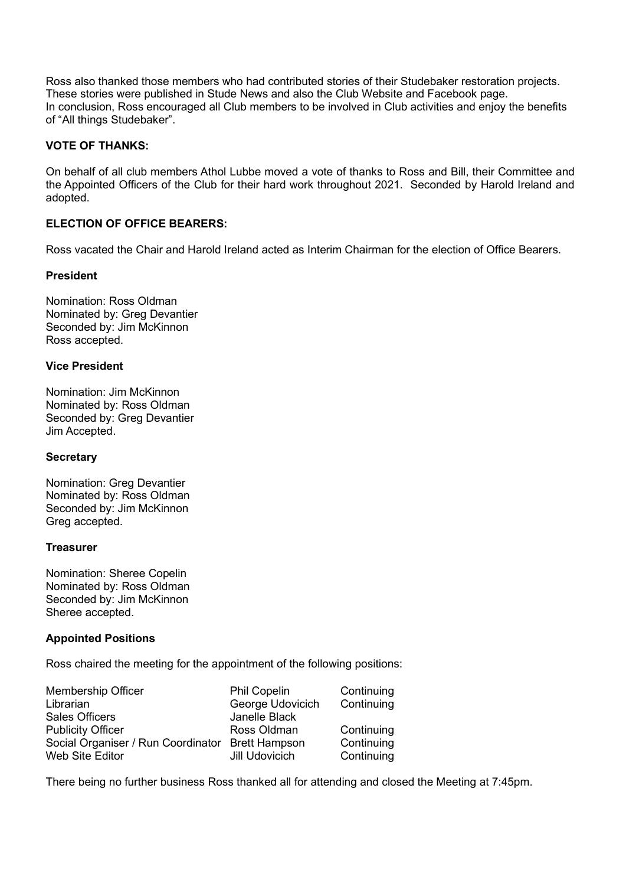Ross also thanked those members who had contributed stories of their Studebaker restoration projects. These stories were published in Stude News and also the Club Website and Facebook page.
In conclusion, Ross encouraged all Club members to be involved in Club activities and enjoy the benefits of "All things Studebaker".

**VOTE OF THANKS:**

On behalf of all club members Athol Lubbe moved a vote of thanks to Ross and Bill, their Committee and the Appointed Officers of the Club for their hard work throughout 2021. Seconded by Harold Ireland and adopted.

**ELECTION OF OFFICE BEARERS:**

Ross vacated the Chair and Harold Ireland acted as Interim Chairman for the election of Office Bearers.

**President**

Nomination: Ross Oldman
Nominated by: Greg Devantier
Seconded by: Jim McKinnon
Ross accepted.

**Vice President**

Nomination: Jim McKinnon
Nominated by: Ross Oldman
Seconded by: Greg Devantier
Jim Accepted.

**Secretary**

Nomination: Greg Devantier
Nominated by: Ross Oldman
Seconded by: Jim McKinnon
Greg accepted.

**Treasurer**

Nomination: Sheree Copelin
Nominated by: Ross Oldman
Seconded by: Jim McKinnon
Sheree accepted.

**Appointed Positions**

Ross chaired the meeting for the appointment of the following positions:

| | | |
|---|---|---|
| Membership Officer | Phil Copelin | Continuing |
| Librarian | George Udovicich | Continuing |
| Sales Officers | Janelle Black | |
| Publicity Officer | Ross Oldman | Continuing |
| Social Organiser / Run Coordinator | Brett Hampson | Continuing |
| Web Site Editor | Jill Udovicich | Continuing |

There being no further business Ross thanked all for attending and closed the Meeting at 7:45pm.